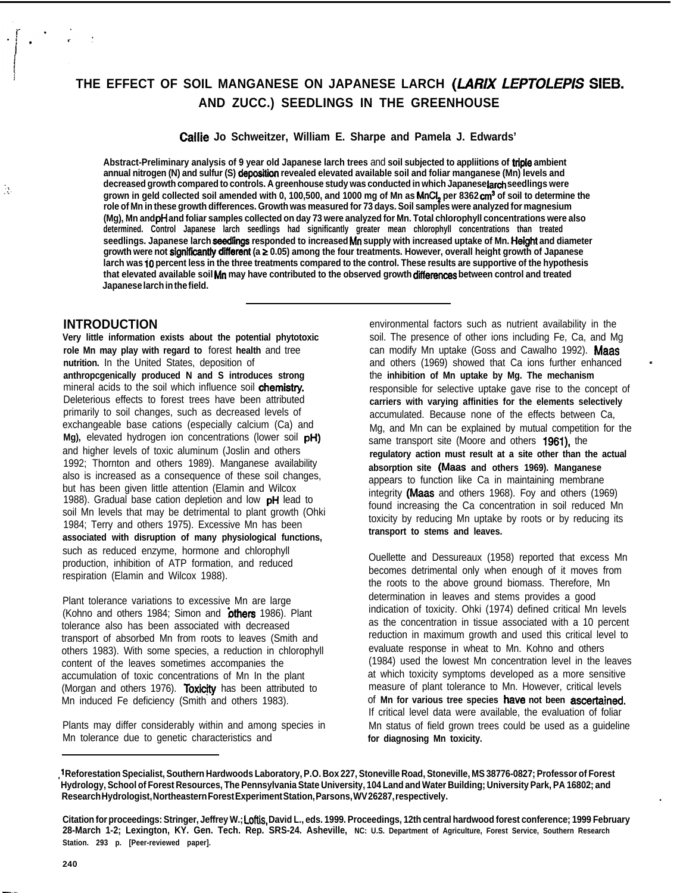# THE EFFECT OF SOIL MANGANESE ON JAPANESE LARCH (*LARIX LEPTOLEPIS* SIEB. AND ZUCC.) SEEDLINGS IN THE GREENHOUSE

**Callie Jo Schweitzer, William E. Sharpe and Pamela J. Edwards[1]**

**Abstract**-Preliminary analysis of 9 year old Japanese larch trees and soil subjected to appliitions of triple ambient annual nitrogen (N) and sulfur (S) deposition revealed elevated available soil and foliar manganese (Mn) levels and decreased growth compared to controls. A greenhouse study was conducted in which Japanese larch seedlings were grown in geld collected soil amended with 0, 100, 500, and 1000 mg of Mn as $MnCl_2$ per 8362 $cm^3$ of soil to determine the role of Mn in these growth differences. Growth was measured for 73 days. Soil samples were analyzed for magnesium (Mg), Mn and pH and foliar samples collected on day 73 were analyzed for Mn. Total chlorophyll concentrations were also determined. Control Japanese larch seedlings had significantly greater mean chlorophyll concentrations than treated seedlings. Japanese larch seedlings responded to increased Mn supply with increased uptake of Mn. Height and diameter growth were not significantly different ($a \geq 0.05$) among the four treatments. However, overall height growth of Japanese larch was 10 percent less in the three treatments compared to the control. These results are supportive of the hypothesis that elevated available soil Mn may have contributed to the observed growth differences between control and treated Japanese larch in the field.

## INTRODUCTION

Very little information exists about the potential phytotoxic role Mn may play with regard to forest health and tree nutrition. In the United States, deposition of anthropcgenically produced N and S introduces strong mineral acids to the soil which influence soil chemistry. Deleterious effects to forest trees have been attributed primarily to soil changes, such as decreased levels of exchangeable base cations (especially calcium (Ca) and Mg), elevated hydrogen ion concentrations (lower soil pH) and higher levels of toxic aluminum (Joslin and others 1992; Thornton and others 1989). Manganese availability also is increased as a consequence of these soil changes, but has been given little attention (Elamin and Wilcox 1988). Gradual base cation depletion and low pH lead to soil Mn levels that may be detrimental to plant growth (Ohki 1984; Terry and others 1975). Excessive Mn has been associated with disruption of many physiological functions, such as reduced enzyme, hormone and chlorophyll production, inhibition of ATP formation, and reduced respiration (Elamin and Wilcox 1988).

Plant tolerance variations to excessive Mn are large (Kohno and others 1984; Simon and others 1986). Plant tolerance also has been associated with decreased transport of absorbed Mn from roots to leaves (Smith and others 1983). With some species, a reduction in chlorophyll content of the leaves sometimes accompanies the accumulation of toxic concentrations of Mn In the plant (Morgan and others 1976). Toxicity has been attributed to Mn induced Fe deficiency (Smith and others 1983).

Plants may differ considerably within and among species in Mn tolerance due to genetic characteristics and environmental factors such as nutrient availability in the soil. The presence of other ions including Fe, Ca, and Mg can modify Mn uptake (Goss and Cawalho 1992). Maas and others (1969) showed that Ca ions further enhanced the inhibition of Mn uptake by Mg. The mechanism responsible for selective uptake gave rise to the concept of carriers with varying affinities for the elements selectively accumulated. Because none of the effects between Ca, Mg, and Mn can be explained by mutual competition for the same transport site (Moore and others 1961), the regulatory action must result at a site other than the actual absorption site (Maas and others 1969). Manganese appears to function like Ca in maintaining membrane integrity (Maas and others 1968). Foy and others (1969) found increasing the Ca concentration in soil reduced Mn toxicity by reducing Mn uptake by roots or by reducing its transport to stems and leaves.

Ouellette and Dessureaux (1958) reported that excess Mn becomes detrimental only when enough of it moves from the roots to the above ground biomass. Therefore, Mn determination in leaves and stems provides a good indication of toxicity. Ohki (1974) defined critical Mn levels as the concentration in tissue associated with a 10 percent reduction in maximum growth and used this critical level to evaluate response in wheat to Mn. Kohno and others (1984) used the lowest Mn concentration level in the leaves at which toxicity symptoms developed as a more sensitive measure of plant tolerance to Mn. However, critical levels of Mn for various tree species have not been ascertained. If critical level data were available, the evaluation of foliar Mn status of field grown trees could be used as a guideline for diagnosing Mn toxicity.

---

[1]Reforestation Specialist, Southern Hardwoods Laboratory, P.O. Box 227, Stoneville Road, Stoneville, MS 38776-0827; Professor of Forest Hydrology, School of Forest Resources, The Pennsylvania State University, 104 Land and Water Building; University Park, PA 16802; and Research Hydrologist, Northeastern Forest Experiment Station, Parsons, WV 26287, respectively.

Citation for proceedings: Stringer, Jeffrey W.; Loftis, David L., eds. 1999. Proceedings, 12th central hardwood forest conference; 1999 February 28-March 1-2; Lexington, KY. Gen. Tech. Rep. SRS-24. Asheville, NC: U.S. Department of Agriculture, Forest Service, Southern Research Station. 293 p. [Peer-reviewed paper].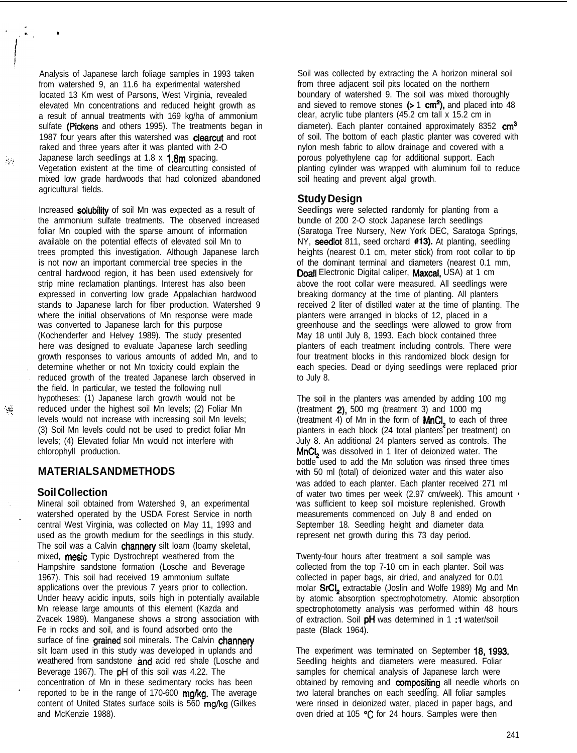Analysis of Japanese larch foliage samples in 1993 taken from watershed 9, an 11.6 ha experimental watershed located 13 Km west of Parsons, West Virginia, revealed elevated Mn concentrations and reduced height growth as a result of annual treatments with 169 kg/ha of ammonium sulfate (Pickens and others 1995). The treatments began in 1987 four years after this watershed was clearcut and root raked and three years after it was planted with 2-O Japanese larch seedlings at 1.8 x 1.8m spacing. Vegetation existent at the time of clearcutting consisted of mixed low grade hardwoods that had colonized abandoned agricultural fields.

Increased solubility of soil Mn was expected as a result of the ammonium sulfate treatments. The observed increased foliar Mn coupled with the sparse amount of information available on the potential effects of elevated soil Mn to trees prompted this investigation. Although Japanese larch is not now an important commercial tree species in the central hardwood region, it has been used extensively for strip mine reclamation plantings. Interest has also been expressed in converting low grade Appalachian hardwood stands to Japanese larch for fiber production. Watershed 9 where the initial observations of Mn response were made was converted to Japanese larch for this purpose (Kochenderfer and Helvey 1989). The study presented here was designed to evaluate Japanese larch seedling growth responses to various amounts of added Mn, and to determine whether or not Mn toxicity could explain the reduced growth of the treated Japanese larch observed in the field. In particular, we tested the following null hypotheses: (1) Japanese larch growth would not be reduced under the highest soil Mn levels; (2) Foliar Mn levels would not increase with increasing soil Mn levels; (3) Soil Mn levels could not be used to predict foliar Mn levels; (4) Elevated foliar Mn would not interfere with chlorophyll production.

## MATERIALS AND METHODS

### Soil Collection

Mineral soil obtained from Watershed 9, an experimental watershed operated by the USDA Forest Service in north central West Virginia, was collected on May 11, 1993 and used as the growth medium for the seedlings in this study. The soil was a Calvin channery silt loam (loamy skeletal, mixed, mesic Typic Dystrochrept weathered from the Hampshire sandstone formation (Losche and Beverage 1967). This soil had received 19 ammonium sulfate applications over the previous 7 years prior to collection. Under heavy acidic inputs, soils high in potentially available Mn release large amounts of this element (Kazda and Zvacek 1989). Manganese shows a strong association with Fe in rocks and soil, and is found adsorbed onto the surface of fine grained soil minerals. The Calvin channery silt loam used in this study was developed in uplands and weathered from sandstone and acid red shale (Losche and Beverage 1967). The pH of this soil was 4.22. The concentration of Mn in these sedimentary rocks has been reported to be in the range of 170-600 mg/kg. The average content of United States surface soils is 560 mg/kg (Gilkes and McKenzie 1988).

Soil was collected by extracting the A horizon mineral soil from three adjacent soil pits located on the northern boundary of watershed 9. The soil was mixed thoroughly and sieved to remove stones (> 1 $cm^2$), and placed into 48 clear, acrylic tube planters (45.2 cm tall x 15.2 cm in diameter). Each planter contained approximately 8352 $cm^3$ of soil. The bottom of each plastic planter was covered with nylon mesh fabric to allow drainage and covered with a porous polyethylene cap for additional support. Each planting cylinder was wrapped with aluminum foil to reduce soil heating and prevent algal growth.

### Study Design

Seedlings were selected randomly for planting from a bundle of 200 2-O stock Japanese larch seedlings (Saratoga Tree Nursery, New York DEC, Saratoga Springs, NY, seedlot 811, seed orchard #13). At planting, seedling heights (nearest 0.1 cm, meter stick) from root collar to tip of the dominant terminal and diameters (nearest 0.1 mm, Doall Electronic Digital caliper, Maxcal, USA) at 1 cm above the root collar were measured. All seedlings were breaking dormancy at the time of planting. All planters received 2 liter of distilled water at the time of planting. The planters were arranged in blocks of 12, placed in a greenhouse and the seedlings were allowed to grow from May 18 until July 8, 1993. Each block contained three planters of each treatment including controls. There were four treatment blocks in this randomized block design for each species. Dead or dying seedlings were replaced prior to July 8.

The soil in the planters was amended by adding 100 mg (treatment 2), 500 mg (treatment 3) and 1000 mg (treatment 4) of Mn in the form of $MnCl_2$ to each of three planters in each block (24 total planters per treatment) on July 8. An additional 24 planters served as controls. The $MnCl_2$ was dissolved in 1 liter of deionized water. The bottle used to add the Mn solution was rinsed three times with 50 ml (total) of deionized water and this water also was added to each planter. Each planter received 271 ml of water two times per week (2.97 cm/week). This amount was sufficient to keep soil moisture replenished. Growth measurements commenced on July 8 and ended on September 18. Seedling height and diameter data represent net growth during this 73 day period.

Twenty-four hours after treatment a soil sample was collected from the top 7-10 cm in each planter. Soil was collected in paper bags, air dried, and analyzed for 0.01 molar $SrCl_2$ extractable (Joslin and Wolfe 1989) Mg and Mn by atomic absorption spectrophotometry. Atomic absorption spectrophotometty analysis was performed within 48 hours of extraction. Soil pH was determined in 1 :1 water/soil paste (Black 1964).

The experiment was terminated on September 18, 1993. Seedling heights and diameters were measured. Foliar samples for chemical analysis of Japanese larch were obtained by removing and compositing all needle whorls on two lateral branches on each seedling. All foliar samples were rinsed in deionized water, placed in paper bags, and oven dried at 105 °C for 24 hours. Samples were then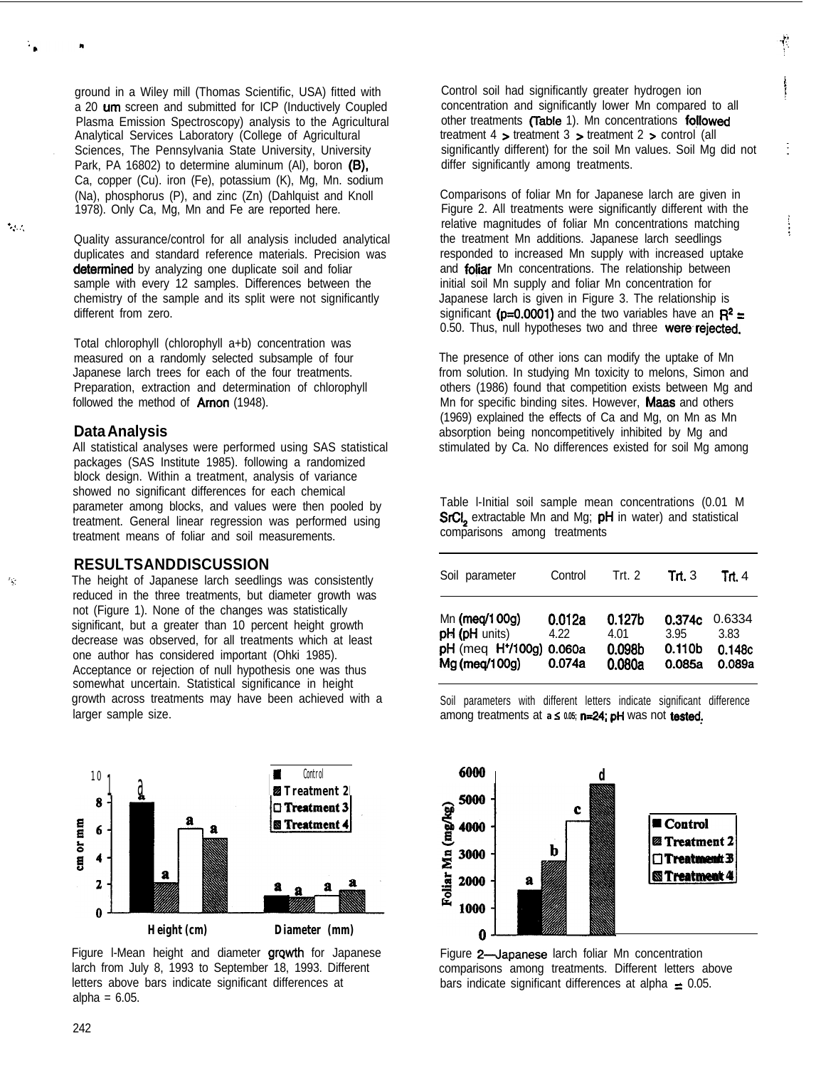ground in a Wiley mill (Thomas Scientific, USA) fitted with a 20 um screen and submitted for ICP (Inductively Coupled Plasma Emission Spectroscopy) analysis to the Agricultural Analytical Services Laboratory (College of Agricultural Sciences, The Pennsylvania State University, University Park, PA 16802) to determine aluminum (Al), boron (B), Ca, copper (Cu). iron (Fe), potassium (K), Mg, Mn. sodium (Na), phosphorus (P), and zinc (Zn) (Dahlquist and Knoll 1978). Only Ca, Mg, Mn and Fe are reported here.

Quality assurance/control for all analysis included analytical duplicates and standard reference materials. Precision was determined by analyzing one duplicate soil and foliar sample with every 12 samples. Differences between the chemistry of the sample and its split were not significantly different from zero.

Total chlorophyll (chlorophyll a+b) concentration was measured on a randomly selected subsample of four Japanese larch trees for each of the four treatments. Preparation, extraction and determination of chlorophyll followed the method of Arnon (1948).

## Data Analysis

All statistical analyses were performed using SAS statistical packages (SAS Institute 1985). following a randomized block design. Within a treatment, analysis of variance showed no significant differences for each chemical parameter among blocks, and values were then pooled by treatment. General linear regression was performed using treatment means of foliar and soil measurements.

## RESULTS AND DISCUSSION

The height of Japanese larch seedlings was consistently reduced in the three treatments, but diameter growth was not (Figure 1). None of the changes was statistically significant, but a greater than 10 percent height growth decrease was observed, for all treatments which at least one author has considered important (Ohki 1985). Acceptance or rejection of null hypothesis one was thus somewhat uncertain. Statistical significance in height growth across treatments may have been achieved with a larger sample size.

Figure l-Mean height and diameter growth for Japanese larch from July 8, 1993 to September 18, 1993. Different letters above bars indicate significant differences at alpha = 6.05.

Control soil had significantly greater hydrogen ion concentration and significantly lower Mn compared to all other treatments (Table 1). Mn concentrations followed treatment 4 > treatment 3 > treatment 2 > control (all significantly different) for the soil Mn values. Soil Mg did not differ significantly among treatments.

Comparisons of foliar Mn for Japanese larch are given in Figure 2. All treatments were significantly different with the relative magnitudes of foliar Mn concentrations matching the treatment Mn additions. Japanese larch seedlings responded to increased Mn supply with increased uptake and foliar Mn concentrations. The relationship between initial soil Mn supply and foliar Mn concentration for Japanese larch is given in Figure 3. The relationship is significant ($p=0.0001$) and the two variables have an $R^2 = 0.50$. Thus, null hypotheses two and three were rejected.

The presence of other ions can modify the uptake of Mn from solution. In studying Mn toxicity to melons, Simon and others (1986) found that competition exists between Mg and Mn for specific binding sites. However, Maas and others (1969) explained the effects of Ca and Mg, on Mn as Mn absorption being noncompetitively inhibited by Mg and stimulated by Ca. No differences existed for soil Mg among

Table l-Initial soil sample mean concentrations (0.01 M $SrCl_2$ extractable Mn and Mg; pH in water) and statistical comparisons among treatments

| Soil parameter | Control | Trt. 2 | Trt. 3 | Trt. 4 |
|---|---|---|---|---|
| Mn (meq/100g) | 0.012a | 0.127b | 0.374c | 0.6334 |
| pH (pH units) | 4.22 | 4.01 | 3.95 | 3.83 |
| pH (meq $H^+$/100g) | 0.060a | 0.098b | 0.110b | 0.148c |
| Mg (meq/100g) | 0.074a | 0.080a | 0.085a | 0.089a |

Soil parameters with different letters indicate significant difference among treatments at $a \leq 0.05$; $n=24$; pH was not tested.

Figure 2—Japanese larch foliar Mn concentration comparisons among treatments. Different letters above bars indicate significant differences at alpha = 0.05.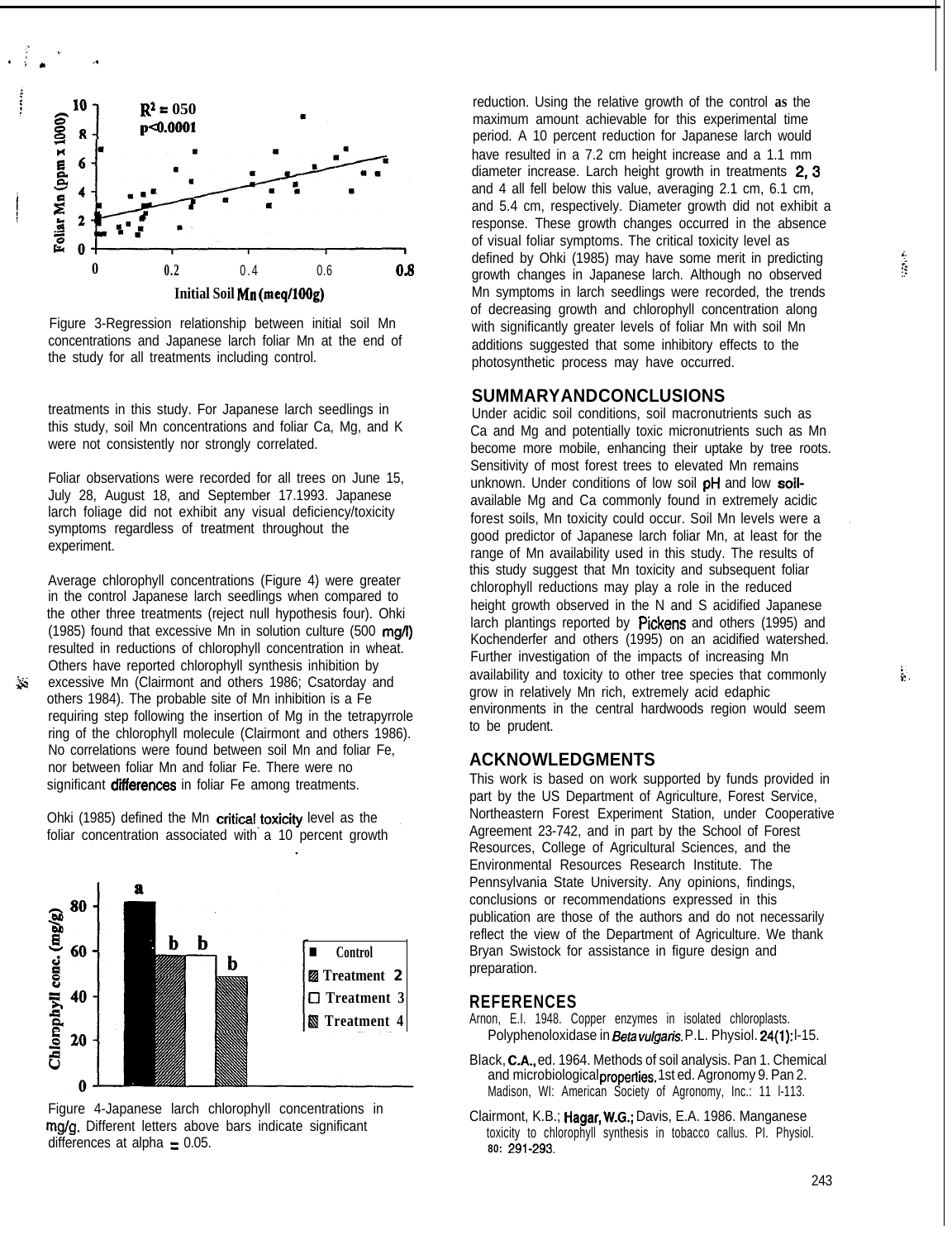Figure 3-Regression relationship between initial soil Mn concentrations and Japanese larch foliar Mn at the end of the study for all treatments including control.

treatments in this study. For Japanese larch seedlings in this study, soil Mn concentrations and foliar Ca, Mg, and K were not consistently nor strongly correlated.

Foliar observations were recorded for all trees on June 15, July 28, August 18, and September 17.1993. Japanese larch foliage did not exhibit any visual deficiency/toxicity symptoms regardless of treatment throughout the experiment.

Average chlorophyll concentrations (Figure 4) were greater in the control Japanese larch seedlings when compared to the other three treatments (reject null hypothesis four). Ohki (1985) found that excessive Mn in solution culture (500 mg/l) resulted in reductions of chlorophyll concentration in wheat. Others have reported chlorophyll synthesis inhibition by excessive Mn (Clairmont and others 1986; Csatorday and others 1984). The probable site of Mn inhibition is a Fe requiring step following the insertion of Mg in the tetrapyrrole ring of the chlorophyll molecule (Clairmont and others 1986). No correlations were found between soil Mn and foliar Fe, nor between foliar Mn and foliar Fe. There were no significant differences in foliar Fe among treatments.

Ohki (1985) defined the Mn critical toxicity level as the foliar concentration associated with a 10 percent growth reduction. Using the relative growth of the control as the maximum amount achievable for this experimental time period. A 10 percent reduction for Japanese larch would have resulted in a 7.2 cm height increase and a 1.1 mm diameter increase. Larch height growth in treatments 2, 3 and 4 all fell below this value, averaging 2.1 cm, 6.1 cm, and 5.4 cm, respectively. Diameter growth did not exhibit a response. These growth changes occurred in the absence of visual foliar symptoms. The critical toxicity level as defined by Ohki (1985) may have some merit in predicting growth changes in Japanese larch. Although no observed Mn symptoms in larch seedlings were recorded, the trends of decreasing growth and chlorophyll concentration along with significantly greater levels of foliar Mn with soil Mn additions suggested that some inhibitory effects to the photosynthetic process may have occurred.

Figure 4-Japanese larch chlorophyll concentrations in mg/g. Different letters above bars indicate significant differences at alpha = 0.05.

## SUMMARY AND CONCLUSIONS

Under acidic soil conditions, soil macronutrients such as Ca and Mg and potentially toxic micronutrients such as Mn become more mobile, enhancing their uptake by tree roots. Sensitivity of most forest trees to elevated Mn remains unknown. Under conditions of low soil pH and low soil-available Mg and Ca commonly found in extremely acidic forest soils, Mn toxicity could occur. Soil Mn levels were a good predictor of Japanese larch foliar Mn, at least for the range of Mn availability used in this study. The results of this study suggest that Mn toxicity and subsequent foliar chlorophyll reductions may play a role in the reduced height growth observed in the N and S acidified Japanese larch plantings reported by Pickens and others (1995) and Kochenderfer and others (1995) on an acidified watershed. Further investigation of the impacts of increasing Mn availability and toxicity to other tree species that commonly grow in relatively Mn rich, extremely acid edaphic environments in the central hardwoods region would seem to be prudent.

## ACKNOWLEDGMENTS

This work is based on work supported by funds provided in part by the US Department of Agriculture, Forest Service, Northeastern Forest Experiment Station, under Cooperative Agreement 23-742, and in part by the School of Forest Resources, College of Agricultural Sciences, and the Environmental Resources Research Institute. The Pennsylvania State University. Any opinions, findings, conclusions or recommendations expressed in this publication are those of the authors and do not necessarily reflect the view of the Department of Agriculture. We thank Bryan Swistock for assistance in figure design and preparation.

## REFERENCES

Arnon, E.I. 1948. Copper enzymes in isolated chloroplasts. Polyphenoloxidase in *Beta vulgaris*. P.L. Physiol. 24(1):1-15.

Black, C.A., ed. 1964. Methods of soil analysis. Pan 1. Chemical and microbiological properties. 1st ed. Agronomy 9. Pan 2. Madison, WI: American Society of Agronomy, Inc.: 11 l-113.

Clairmont, K.B.; Hagar, W.G.; Davis, E.A. 1986. Manganese toxicity to chlorophyll synthesis in tobacco callus. Pl. Physiol. 80: 291-293.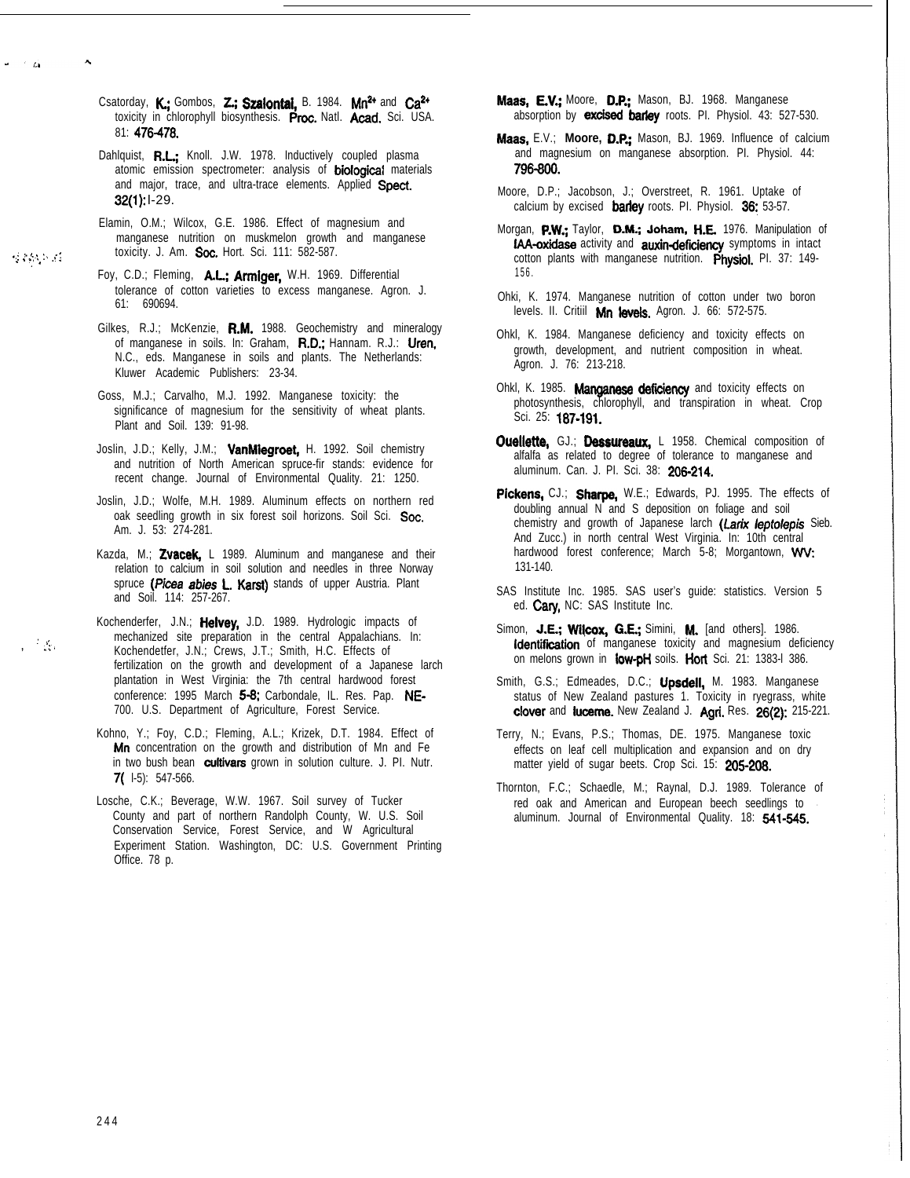Csatorday, K.; Gombos, Z.; Szalontai, B. 1984. $Mn^{2+}$ and $Ca^{2+}$ toxicity in chlorophyll biosynthesis. Proc. Natl. Acad. Sci. USA. 81: 476-478.

Dahlquist, R.L.; Knoll. J.W. 1978. Inductively coupled plasma atomic emission spectrometer: analysis of biological materials and major, trace, and ultra-trace elements. Applied Spect. 32(1): l-29.

Elamin, O.M.; Wilcox, G.E. 1986. Effect of magnesium and manganese nutrition on muskmelon growth and manganese toxicity. J. Am. Soc. Hort. Sci. 111: 582-587.

Foy, C.D.; Fleming, A.L.; Armiger, W.H. 1969. Differential tolerance of cotton varieties to excess manganese. Agron. J. 61: 690694.

Gilkes, R.J.; McKenzie, R.M. 1988. Geochemistry and mineralogy of manganese in soils. In: Graham, R.D.; Hannam. R.J.: Uren, N.C., eds. Manganese in soils and plants. The Netherlands: Kluwer Academic Publishers: 23-34.

Goss, M.J.; Carvalho, M.J. 1992. Manganese toxicity: the significance of magnesium for the sensitivity of wheat plants. Plant and Soil. 139: 91-98.

Joslin, J.D.; Kelly, J.M.; VanMiegroet, H. 1992. Soil chemistry and nutrition of North American spruce-fir stands: evidence for recent change. Journal of Environmental Quality. 21: 1250.

Joslin, J.D.; Wolfe, M.H. 1989. Aluminum effects on northern red oak seedling growth in six forest soil horizons. Soil Sci. Soc. Am. J. 53: 274-281.

Kazda, M.; Zvacek, L 1989. Aluminum and manganese and their relation to calcium in soil solution and needles in three Norway spruce (*Picea abies* L. Karst) stands of upper Austria. Plant and Soil. 114: 257-267.

Kochenderfer, J.N.; Helvey, J.D. 1989. Hydrologic impacts of mechanized site preparation in the central Appalachians. In: Kochendetfer, J.N.; Crews, J.T.; Smith, H.C. Effects of fertilization on the growth and development of a Japanese larch plantation in West Virginia: the 7th central hardwood forest conference: 1995 March 5-8; Carbondale, IL. Res. Pap. NE-700. U.S. Department of Agriculture, Forest Service.

Kohno, Y.; Foy, C.D.; Fleming, A.L.; Krizek, D.T. 1984. Effect of Mn concentration on the growth and distribution of Mn and Fe in two bush bean cultivars grown in solution culture. J. Pl. Nutr. 7( l-5): 547-566.

Losche, C.K.; Beverage, W.W. 1967. Soil survey of Tucker County and part of northern Randolph County, W. U.S. Soil Conservation Service, Forest Service, and W Agricultural Experiment Station. Washington, DC: U.S. Government Printing Office. 78 p.

Maas, E.V.; Moore, D.P.; Mason, BJ. 1968. Manganese absorption by excised barley roots. Pl. Physiol. 43: 527-530.

Maas, E.V.; Moore, D.P.; Mason, BJ. 1969. Influence of calcium and magnesium on manganese absorption. Pl. Physiol. 44: 796-800.

Moore, D.P.; Jacobson, J.; Overstreet, R. 1961. Uptake of calcium by excised barley roots. Pl. Physiol. 36: 53-57.

Morgan, P.W.; Taylor, D.M.; Joham, H.E. 1976. Manipulation of IAA-oxidase activity and auxin-deficiency symptoms in intact cotton plants with manganese nutrition. Physiol. Pl. 37: 149-156.

Ohki, K. 1974. Manganese nutrition of cotton under two boron levels. II. Critiil Mn levels. Agron. J. 66: 572-575.

Ohkl, K. 1984. Manganese deficiency and toxicity effects on growth, development, and nutrient composition in wheat. Agron. J. 76: 213-218.

Ohkl, K. 1985. Manganese deficiency and toxicity effects on photosynthesis, chlorophyll, and transpiration in wheat. Crop Sci. 25: 187-191.

Ouellette, GJ.; Dessureaux, L 1958. Chemical composition of alfalfa as related to degree of tolerance to manganese and aluminum. Can. J. Pl. Sci. 38: 206-214.

Pickens, CJ.; Sharpe, W.E.; Edwards, PJ. 1995. The effects of doubling annual N and S deposition on foliage and soil chemistry and growth of Japanese larch (*Larix leptolepis* Sieb. And Zucc.) in north central West Virginia. In: 10th central hardwood forest conference; March 5-8; Morgantown, WV: 131-140.

SAS Institute Inc. 1985. SAS user's guide: statistics. Version 5 ed. Cary, NC: SAS Institute Inc.

Simon, J.E.; Wilcox, G.E.; Simini, M. [and others]. 1986. Identification of manganese toxicity and magnesium deficiency on melons grown in low-pH soils. Hort Sci. 21: 1383-l 386.

Smith, G.S.; Edmeades, D.C.; Upsdell, M. 1983. Manganese status of New Zealand pastures 1. Toxicity in ryegrass, white clover and lucerne. New Zealand J. Agri. Res. 26(2): 215-221.

Terry, N.; Evans, P.S.; Thomas, DE. 1975. Manganese toxic effects on leaf cell multiplication and expansion and on dry matter yield of sugar beets. Crop Sci. 15: 205-208.

Thornton, F.C.; Schaedle, M.; Raynal, D.J. 1989. Tolerance of red oak and American and European beech seedlings to aluminum. Journal of Environmental Quality. 18: 541-545.